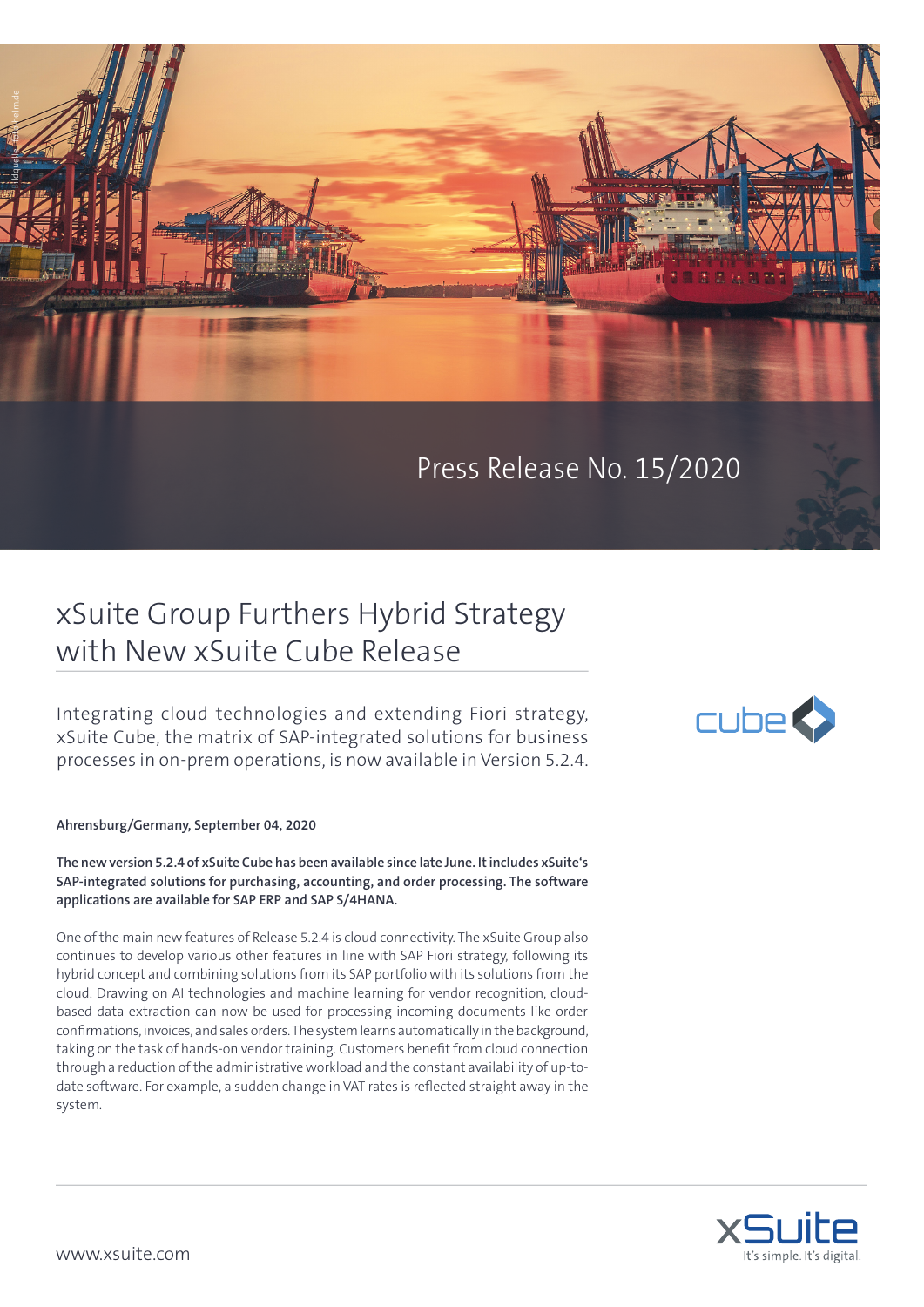Press Release No. 15/2020

# xSuite Group Furthers Hybrid Strategy with New xSuite Cube Release

Integrating cloud technologies and extending Fiori strategy, xSuite Cube, the matrix of SAP-integrated solutions for business processes in on-prem operations, is now available in Version 5.2.4.

**Ahrensburg/Germany, September 04, 2020**

**The new version 5.2.4 of xSuite Cube has been available since late June. It includes xSuite's SAP-integrated solutions for purchasing, accounting, and order processing. The software applications are available for SAP ERP and SAP S/4HANA.**

One of the main new features of Release 5.2.4 is cloud connectivity. The xSuite Group also continues to develop various other features in line with SAP Fiori strategy, following its hybrid concept and combining solutions from its SAP portfolio with its solutions from the cloud. Drawing on AI technologies and machine learning for vendor recognition, cloud-based data extraction can now be used for processing incoming documents like order confirmations, invoices, and sales orders. The system learns automatically in the background, taking on the task of hands-on vendor training. Customers benefit from cloud connection through a reduction of the administrative workload and the constant availability of up-to-date software. For example, a sudden change in VAT rates is reflected straight away in the system.

www.xsuite.com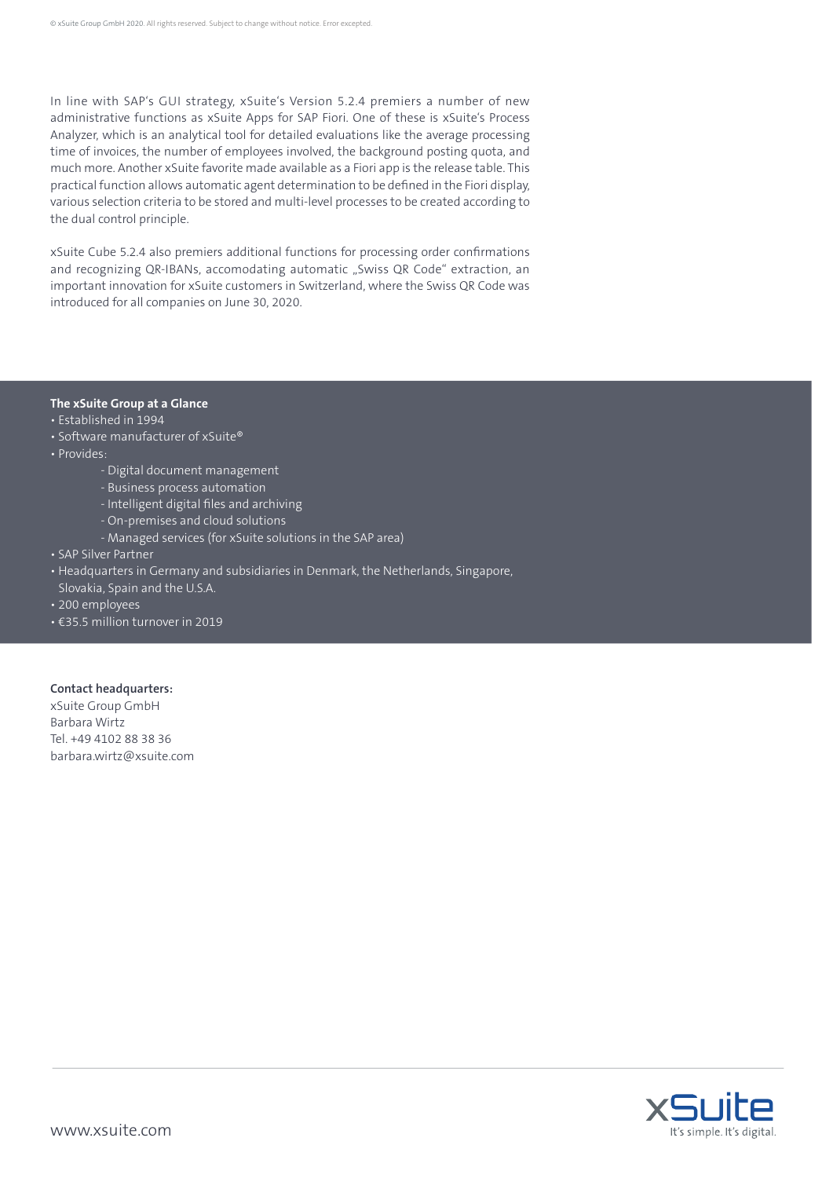In line with SAP's GUI strategy, xSuite's Version 5.2.4 premiers a number of new administrative functions as xSuite Apps for SAP Fiori. One of these is xSuite's Process Analyzer, which is an analytical tool for detailed evaluations like the average processing time of invoices, the number of employees involved, the background posting quota, and much more. Another xSuite favorite made available as a Fiori app is the release table. This practical function allows automatic agent determination to be defined in the Fiori display, various selection criteria to be stored and multi-level processes to be created according to the dual control principle.

xSuite Cube 5.2.4 also premiers additional functions for processing order confirmations and recognizing QR-IBANs, accomodating automatic „Swiss QR Code" extraction, an important innovation for xSuite customers in Switzerland, where the Swiss QR Code was introduced for all companies on June 30, 2020.

**The xSuite Group at a Glance**

- Established in 1994
- Software manufacturer of xSuite®
- Provides:
  - Digital document management
  - Business process automation
  - Intelligent digital files and archiving
  - On-premises and cloud solutions
  - Managed services (for xSuite solutions in the SAP area)
- SAP Silver Partner
- Headquarters in Germany and subsidiaries in Denmark, the Netherlands, Singapore, Slovakia, Spain and the U.S.A.
- 200 employees
- €35.5 million turnover in 2019

**Contact headquarters:**
xSuite Group GmbH
Barbara Wirtz
Tel. +49 4102 88 38 36
barbara.wirtz@xsuite.com

www.xsuite.com